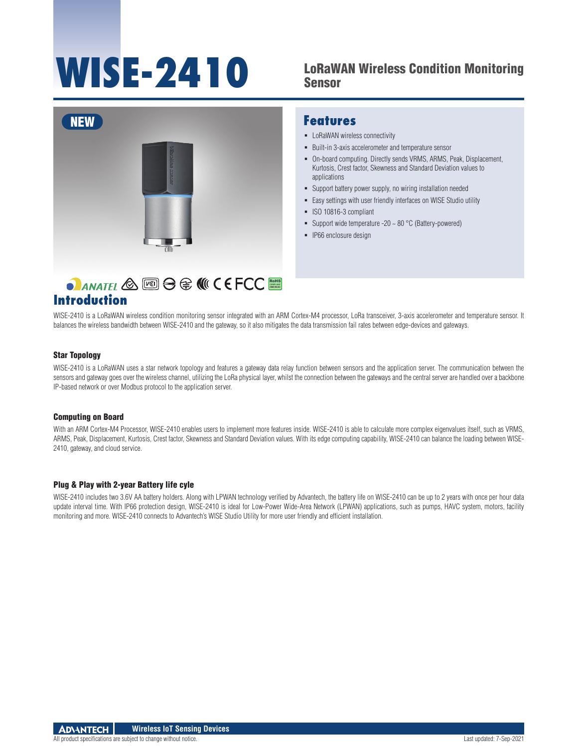# WISE-2410

## LoRaWAN Wireless Condition Monitoring Sensor

NEW

## Features

- LoRaWAN wireless connectivity
- Built-in 3-axis accelerometer and temperature sensor
- On-board computing. Directly sends VRMS, ARMS, Peak, Displacement, Kurtosis, Crest factor, Skewness and Standard Deviation values to applications
- Support battery power supply, no wiring installation needed
- Easy settings with user friendly interfaces on WISE Studio utility
- ISO 10816-3 compliant
- Support wide temperature -20 ~ 80 °C (Battery-powered)
- IP66 enclosure design

## Introduction

WISE-2410 is a LoRaWAN wireless condition monitoring sensor integrated with an ARM Cortex-M4 processor, LoRa transceiver, 3-axis accelerometer and temperature sensor. It balances the wireless bandwidth between WISE-2410 and the gateway, so it also mitigates the data transmission fail rates between edge-devices and gateways.

### Star Topology

WISE-2410 is a LoRaWAN uses a star network topology and features a gateway data relay function between sensors and the application server. The communication between the sensors and gateway goes over the wireless channel, utilizing the LoRa physical layer, whilst the connection between the gateways and the central server are handled over a backbone IP-based network or over Modbus protocol to the application server.

### Computing on Board

With an ARM Cortex-M4 Processor, WISE-2410 enables users to implement more features inside. WISE-2410 is able to calculate more complex eigenvalues itself, such as VRMS, ARMS, Peak, Displacement, Kurtosis, Crest factor, Skewness and Standard Deviation values. With its edge computing capability, WISE-2410 can balance the loading between WISE-2410, gateway, and cloud service.

### Plug & Play with 2-year Battery life cyle

WISE-2410 includes two 3.6V AA battery holders. Along with LPWAN technology verified by Advantech, the battery life on WISE-2410 can be up to 2 years with once per hour data update interval time. With IP66 protection design, WISE-2410 is ideal for Low-Power Wide-Area Network (LPWAN) applications, such as pumps, HAVC system, motors, facility monitoring and more. WISE-2410 connects to Advantech's WISE Studio Utility for more user friendly and efficient installation.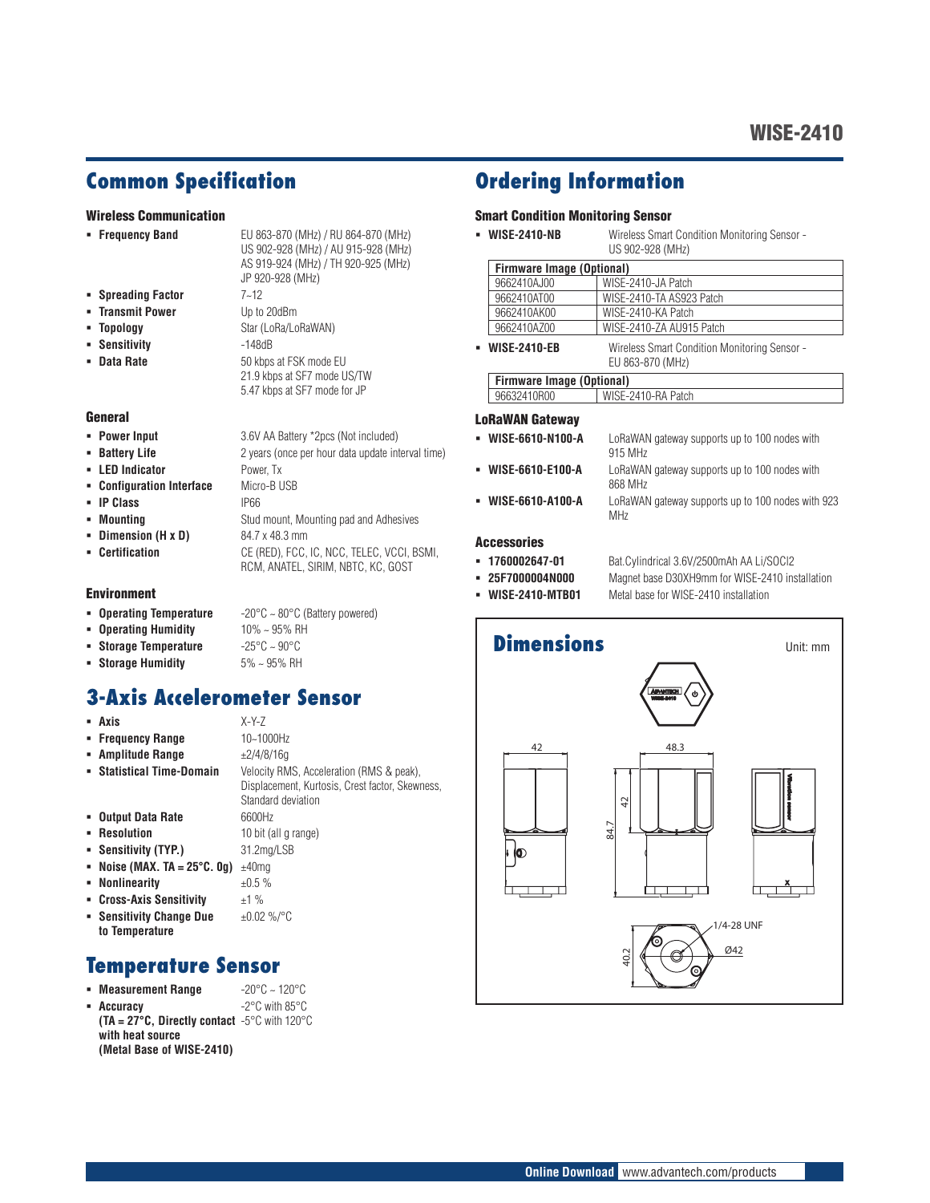# WISE-2410

## Common Specification

### Wireless Communication

- **Frequency Band** EU 863-870 (MHz) / RU 864-870 (MHz) US 902-928 (MHz) / AU 915-928 (MHz) AS 919-924 (MHz) / TH 920-925 (MHz) JP 920-928 (MHz)
- **Spreading Factor** 7~12
- **Transmit Power** Up to 20dBm
- **Topology** Star (LoRa/LoRaWAN)
- **Sensitivity** -148dB
- **Data Rate** 50 kbps at FSK mode EU 21.9 kbps at SF7 mode US/TW 5.47 kbps at SF7 mode for JP

### General

- **Power Input** 3.6V AA Battery *2pcs (Not included)
- **Battery Life** 2 years (once per hour data update interval time)
- **LED Indicator** Power, Tx
- **Configuration Interface** Micro-B USB
- **IP Class** IP66
- **Mounting** Stud mount, Mounting pad and Adhesives
- **Dimension (H x D)** 84.7 x 48.3 mm
- **Certification** CE (RED), FCC, IC, NCC, TELEC, VCCI, BSMI, RCM, ANATEL, SIRIM, NBTC, KC, GOST

### Environment

- **Operating Temperature** -20°C ~ 80°C (Battery powered)
- **Operating Humidity** 10% ~ 95% RH
- **Storage Temperature** -25°C ~ 90°C
- **Storage Humidity** 5% ~ 95% RH

## 3-Axis Accelerometer Sensor

- **Axis** X-Y-Z
- **Frequency Range** 10~1000Hz
- **Amplitude Range** ±2/4/8/16g
- **Statistical Time-Domain** Velocity RMS, Acceleration (RMS & peak), Displacement, Kurtosis, Crest factor, Skewness, Standard deviation
- **Output Data Rate** 6600Hz
- **Resolution** 10 bit (all g range)
- **Sensitivity (TYP.)** 31.2mg/LSB
- **Noise (MAX. TA = 25°C. 0g)** ±40mg
- **Nonlinearity** ±0.5 %
- **Cross-Axis Sensitivity** ±1 %
- **Sensitivity Change Due to Temperature** ±0.02 %/°C

## Temperature Sensor

- **Measurement Range** -20°C ~ 120°C
- **Accuracy (TA = 27°C, Directly contact with heat source (Metal Base of WISE-2410)** -2°C with 85°C -5°C with 120°C

## Ordering Information

### Smart Condition Monitoring Sensor

- **WISE-2410-NB** Wireless Smart Condition Monitoring Sensor - US 902-928 (MHz)

| Firmware Image (Optional) | |
|---|---|
| 9662410AJ00 | WISE-2410-JA Patch |
| 9662410AT00 | WISE-2410-TA AS923 Patch |
| 9662410AK00 | WISE-2410-KA Patch |
| 9662410AZ00 | WISE-2410-ZA AU915 Patch |

- **WISE-2410-EB** Wireless Smart Condition Monitoring Sensor - EU 863-870 (MHz)

| Firmware Image (Optional) | |
|---|---|
| 96632410R00 | WISE-2410-RA Patch |

### LoRaWAN Gateway

- **WISE-6610-N100-A** LoRaWAN gateway supports up to 100 nodes with 915 MHz
- **WISE-6610-E100-A** LoRaWAN gateway supports up to 100 nodes with 868 MHz
- **WISE-6610-A100-A** LoRaWAN gateway supports up to 100 nodes with 923 MHz

### Accessories

- **1760002647-01** Bat.Cylindrical 3.6V/2500mAh AA Li/SOCl2
- **25F7000004N000** Magnet base D30XH9mm for WISE-2410 installation
- **WISE-2410-MTB01** Metal base for WISE-2410 installation

## Dimensions

Unit: mm

42
48.3
42
84.7
1/4-28 UNF
Ø42
40.2